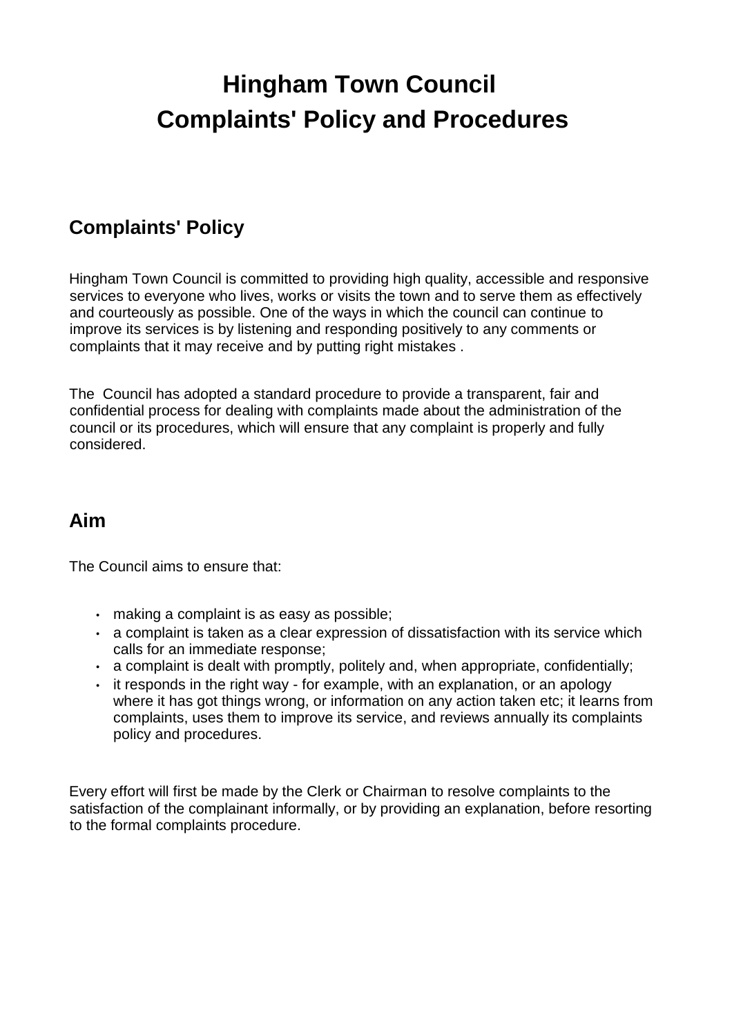# Hingham Town Council
# Complaints' Policy and Procedures

## Complaints' Policy

Hingham Town Council is committed to providing high quality, accessible and responsive services to everyone who lives, works or visits the town and to serve them as effectively and courteously as possible. One of the ways in which the council can continue to improve its services is by listening and responding positively to any comments or complaints that it may receive and by putting right mistakes .

The Council has adopted a standard procedure to provide a transparent, fair and confidential process for dealing with complaints made about the administration of the council or its procedures, which will ensure that any complaint is properly and fully considered.

## Aim

The Council aims to ensure that:

- making a complaint is as easy as possible;
- a complaint is taken as a clear expression of dissatisfaction with its service which calls for an immediate response;
- a complaint is dealt with promptly, politely and, when appropriate, confidentially;
- it responds in the right way - for example, with an explanation, or an apology where it has got things wrong, or information on any action taken etc; it learns from complaints, uses them to improve its service, and reviews annually its complaints policy and procedures.

Every effort will first be made by the Clerk or Chairman to resolve complaints to the satisfaction of the complainant informally, or by providing an explanation, before resorting to the formal complaints procedure.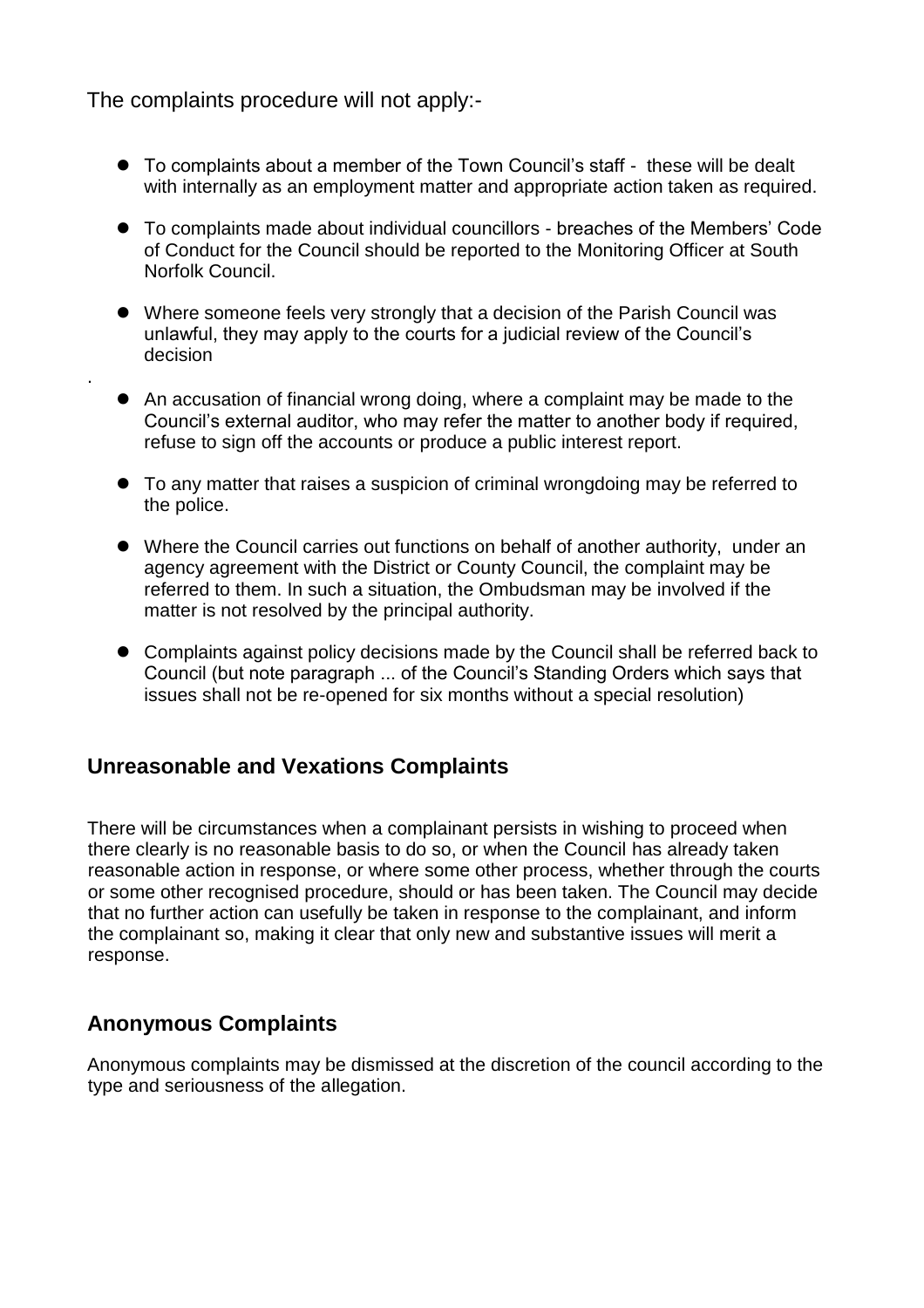The complaints procedure will not apply:-

- To complaints about a member of the Town Council's staff - these will be dealt with internally as an employment matter and appropriate action taken as required.

- To complaints made about individual councillors - breaches of the Members' Code of Conduct for the Council should be reported to the Monitoring Officer at South Norfolk Council.

- Where someone feels very strongly that a decision of the Parish Council was unlawful, they may apply to the courts for a judicial review of the Council's decision

.

- An accusation of financial wrong doing, where a complaint may be made to the Council's external auditor, who may refer the matter to another body if required, refuse to sign off the accounts or produce a public interest report.

- To any matter that raises a suspicion of criminal wrongdoing may be referred to the police.

- Where the Council carries out functions on behalf of another authority, under an agency agreement with the District or County Council, the complaint may be referred to them. In such a situation, the Ombudsman may be involved if the matter is not resolved by the principal authority.

- Complaints against policy decisions made by the Council shall be referred back to Council (but note paragraph ... of the Council's Standing Orders which says that issues shall not be re-opened for six months without a special resolution)

## Unreasonable and Vexations Complaints

There will be circumstances when a complainant persists in wishing to proceed when there clearly is no reasonable basis to do so, or when the Council has already taken reasonable action in response, or where some other process, whether through the courts or some other recognised procedure, should or has been taken. The Council may decide that no further action can usefully be taken in response to the complainant, and inform the complainant so, making it clear that only new and substantive issues will merit a response.

## Anonymous Complaints

Anonymous complaints may be dismissed at the discretion of the council according to the type and seriousness of the allegation.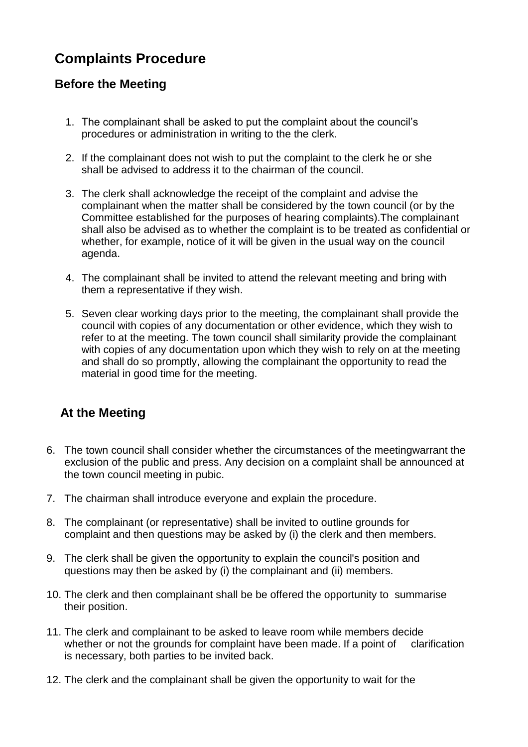# Complaints Procedure

## Before the Meeting

1. The complainant shall be asked to put the complaint about the council's procedures or administration in writing to the the clerk.

2. If the complainant does not wish to put the complaint to the clerk he or she shall be advised to address it to the chairman of the council.

3. The clerk shall acknowledge the receipt of the complaint and advise the complainant when the matter shall be considered by the town council (or by the Committee established for the purposes of hearing complaints).The complainant shall also be advised as to whether the complaint is to be treated as confidential or whether, for example, notice of it will be given in the usual way on the council agenda.

4. The complainant shall be invited to attend the relevant meeting and bring with them a representative if they wish.

5. Seven clear working days prior to the meeting, the complainant shall provide the council with copies of any documentation or other evidence, which they wish to refer to at the meeting. The town council shall similarity provide the complainant with copies of any documentation upon which they wish to rely on at the meeting and shall do so promptly, allowing the complainant the opportunity to read the material in good time for the meeting.

## At the Meeting

6. The town council shall consider whether the circumstances of the meetingwarrant the exclusion of the public and press. Any decision on a complaint shall be announced at the town council meeting in pubic.

7. The chairman shall introduce everyone and explain the procedure.

8. The complainant (or representative) shall be invited to outline grounds for complaint and then questions may be asked by (i) the clerk and then members.

9. The clerk shall be given the opportunity to explain the council's position and questions may then be asked by (i) the complainant and (ii) members.

10. The clerk and then complainant shall be be offered the opportunity to summarise their position.

11. The clerk and complainant to be asked to leave room while members decide whether or not the grounds for complaint have been made. If a point of clarification is necessary, both parties to be invited back.

12. The clerk and the complainant shall be given the opportunity to wait for the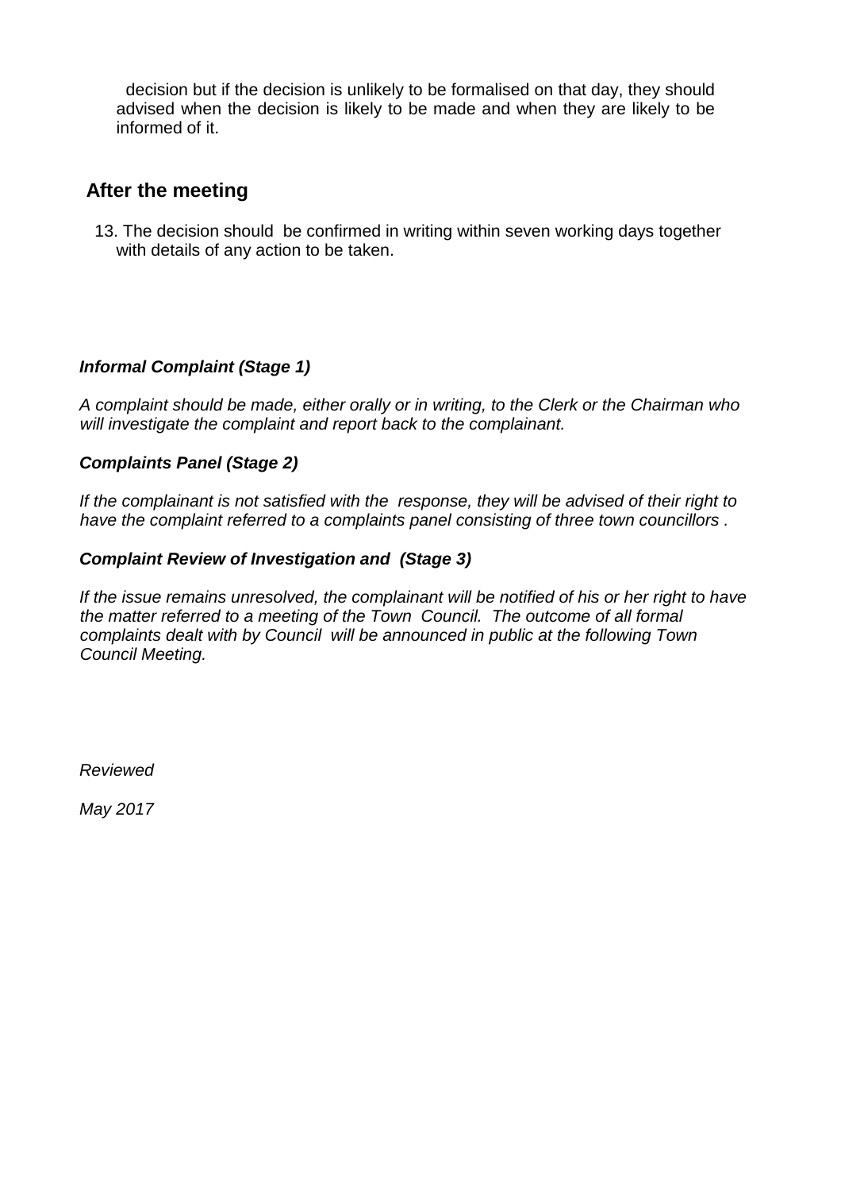decision but if the decision is unlikely to be formalised on that day, they should advised when the decision is likely to be made and when they are likely to be informed of it.

## After the meeting

13. The decision should be confirmed in writing within seven working days together with details of any action to be taken.

***Informal Complaint (Stage 1)***

*A complaint should be made, either orally or in writing, to the Clerk or the Chairman who will investigate the complaint and report back to the complainant.*

***Complaints Panel (Stage 2)***

*If the complainant is not satisfied with the response, they will be advised of their right to have the complaint referred to a complaints panel consisting of three town councillors .*

***Complaint Review of Investigation and (Stage 3)***

*If the issue remains unresolved, the complainant will be notified of his or her right to have the matter referred to a meeting of the Town Council. The outcome of all formal complaints dealt with by Council will be announced in public at the following Town Council Meeting.*

*Reviewed*

*May 2017*